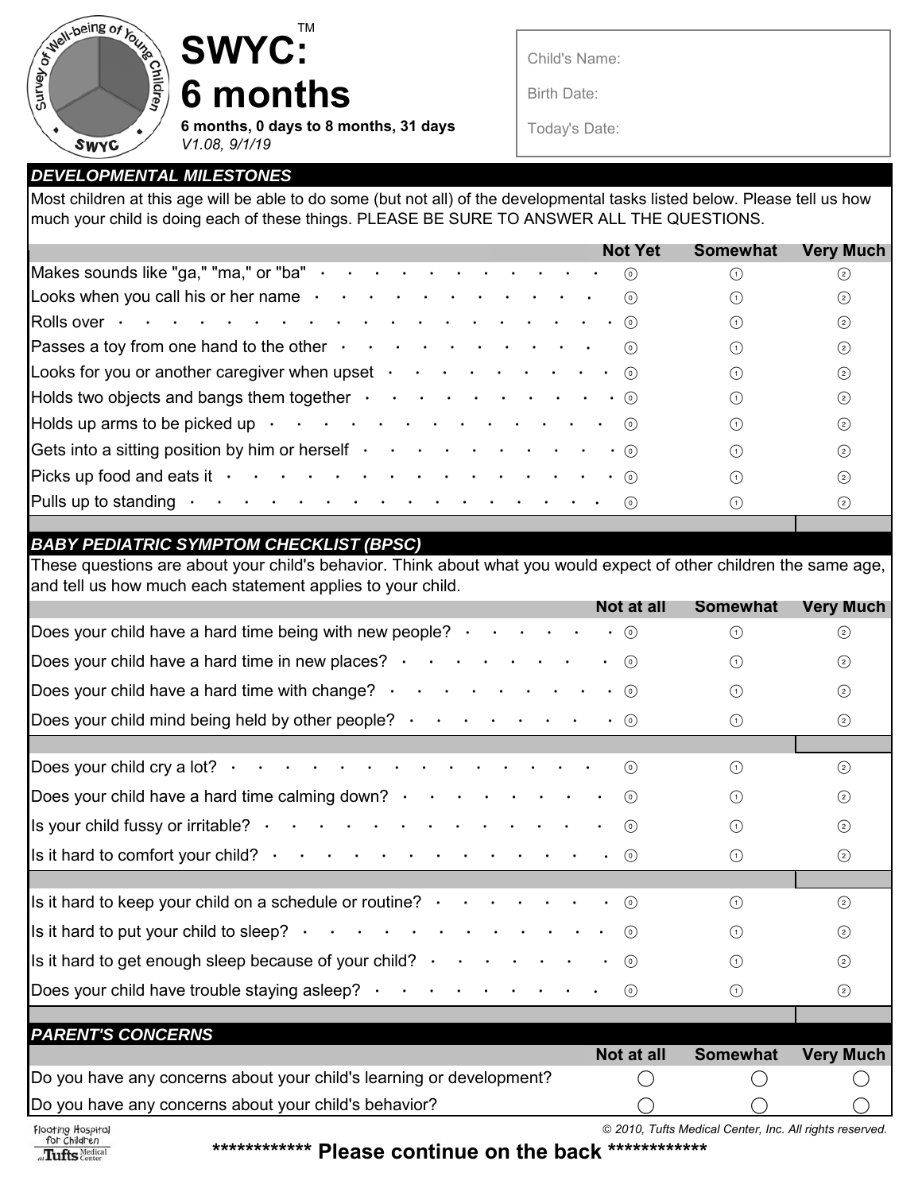# SWYC™: 6 months

**6 months, 0 days to 8 months, 31 days**
*V1.08, 9/1/19*

Child's Name:

Birth Date:

Today's Date:

## DEVELOPMENTAL MILESTONES

Most children at this age will be able to do some (but not all) of the developmental tasks listed below. Please tell us how much your child is doing each of these things. PLEASE BE SURE TO ANSWER ALL THE QUESTIONS.

| | Not Yet | Somewhat | Very Much |
|---|---|---|---|
| Makes sounds like "ga," "ma," or "ba" | 0 | 1 | 2 |
| Looks when you call his or her name | 0 | 1 | 2 |
| Rolls over | 0 | 1 | 2 |
| Passes a toy from one hand to the other | 0 | 1 | 2 |
| Looks for you or another caregiver when upset | 0 | 1 | 2 |
| Holds two objects and bangs them together | 0 | 1 | 2 |
| Holds up arms to be picked up | 0 | 1 | 2 |
| Gets into a sitting position by him or herself | 0 | 1 | 2 |
| Picks up food and eats it | 0 | 1 | 2 |
| Pulls up to standing | 0 | 1 | 2 |

## BABY PEDIATRIC SYMPTOM CHECKLIST (BPSC)

These questions are about your child's behavior. Think about what you would expect of other children the same age, and tell us how much each statement applies to your child.

| | Not at all | Somewhat | Very Much |
|---|---|---|---|
| Does your child have a hard time being with new people? | 0 | 1 | 2 |
| Does your child have a hard time in new places? | 0 | 1 | 2 |
| Does your child have a hard time with change? | 0 | 1 | 2 |
| Does your child mind being held by other people? | 0 | 1 | 2 |
| Does your child cry a lot? | 0 | 1 | 2 |
| Does your child have a hard time calming down? | 0 | 1 | 2 |
| Is your child fussy or irritable? | 0 | 1 | 2 |
| Is it hard to comfort your child? | 0 | 1 | 2 |
| Is it hard to keep your child on a schedule or routine? | 0 | 1 | 2 |
| Is it hard to put your child to sleep? | 0 | 1 | 2 |
| Is it hard to get enough sleep because of your child? | 0 | 1 | 2 |
| Does your child have trouble staying asleep? | 0 | 1 | 2 |

## PARENT'S CONCERNS

| | Not at all | Somewhat | Very Much |
|---|---|---|---|
| Do you have any concerns about your child's learning or development? | ◯ | ◯ | ◯ |
| Do you have any concerns about your child's behavior? | ◯ | ◯ | ◯ |

*© 2010, Tufts Medical Center, Inc. All rights reserved.*

Floating Hospital for Children at Tufts Medical Center

************ **Please continue on the back** ************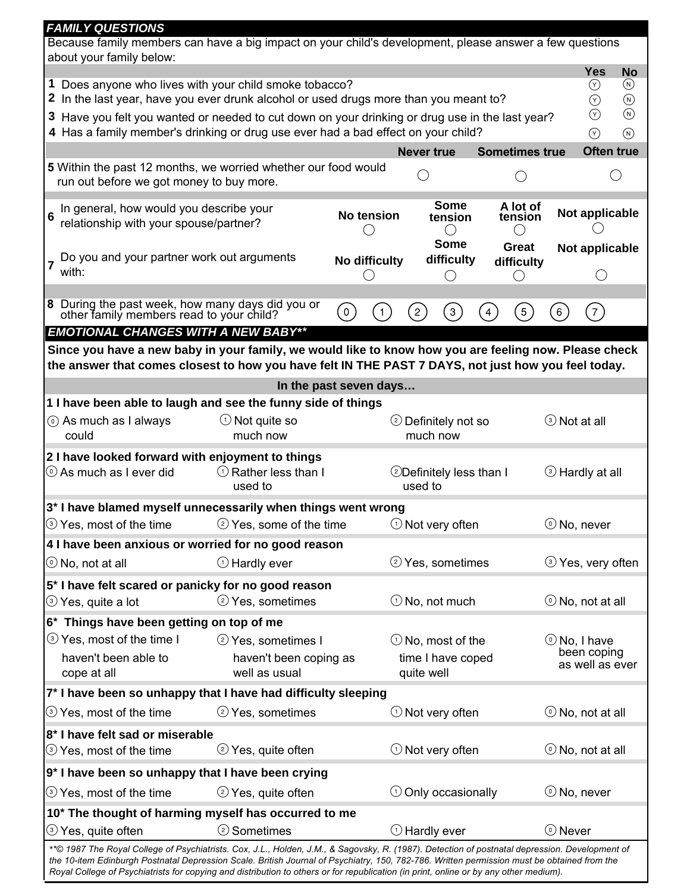## FAMILY QUESTIONS

Because family members can have a big impact on your child's development, please answer a few questions about your family below:

| | Yes | No |
|---|---|---|
| 1 Does anyone who lives with your child smoke tobacco? | Y | N |
| 2 In the last year, have you ever drunk alcohol or used drugs more than you meant to? | Y | N |
| 3 Have you felt you wanted or needed to cut down on your drinking or drug use in the last year? | Y | N |
| 4 Has a family member's drinking or drug use ever had a bad effect on your child? | Y | N |

| | Never true | Sometimes true | Often true |
|---|---|---|---|
| 5 Within the past 12 months, we worried whether our food would run out before we got money to buy more. | ○ | ○ | ○ |

| | | | | |
|---|---|---|---|---|
| 6 In general, how would you describe your relationship with your spouse/partner? | No tension ○ | Some tension ○ | A lot of tension ○ | Not applicable ○ |
| 7 Do you and your partner work out arguments with: | No difficulty ○ | Some difficulty ○ | Great difficulty ○ | Not applicable ○ |

8 During the past week, how many days did you or other family members read to your child? (0) (1) (2) (3) (4) (5) (6) (7)

## EMOTIONAL CHANGES WITH A NEW BABY**

**Since you have a new baby in your family, we would like to know how you are feeling now. Please check the answer that comes closest to how you have felt IN THE PAST 7 DAYS, not just how you feel today.**

**In the past seven days…**

**1 I have been able to laugh and see the funny side of things**
(0) As much as I always could | (1) Not quite so much now | (2) Definitely not so much now | (3) Not at all

**2 I have looked forward with enjoyment to things**
(0) As much as I ever did | (1) Rather less than I used to | (2) Definitely less than I used to | (3) Hardly at all

**3* I have blamed myself unnecessarily when things went wrong**
(3) Yes, most of the time | (2) Yes, some of the time | (1) Not very often | (0) No, never

**4 I have been anxious or worried for no good reason**
(0) No, not at all | (1) Hardly ever | (2) Yes, sometimes | (3) Yes, very often

**5* I have felt scared or panicky for no good reason**
(3) Yes, quite a lot | (2) Yes, sometimes | (1) No, not much | (0) No, not at all

**6* Things have been getting on top of me**
(3) Yes, most of the time I haven't been able to cope at all | (2) Yes, sometimes I haven't been coping as well as usual | (1) No, most of the time I have coped quite well | (0) No, I have been coping as well as ever

**7* I have been so unhappy that I have had difficulty sleeping**
(3) Yes, most of the time | (2) Yes, sometimes | (1) Not very often | (0) No, not at all

**8* I have felt sad or miserable**
(3) Yes, most of the time | (2) Yes, quite often | (1) Not very often | (0) No, not at all

**9* I have been so unhappy that I have been crying**
(3) Yes, most of the time | (2) Yes, quite often | (1) Only occasionally | (0) No, never

**10* The thought of harming myself has occurred to me**
(3) Yes, quite often | (2) Sometimes | (1) Hardly ever | (0) Never

*\*\*© 1987 The Royal College of Psychiatrists. Cox, J.L., Holden, J.M., & Sagovsky, R. (1987). Detection of postnatal depression. Development of the 10-item Edinburgh Postnatal Depression Scale. British Journal of Psychiatry, 150, 782-786. Written permission must be obtained from the Royal College of Psychiatrists for copying and distribution to others or for republication (in print, online or by any other medium).*